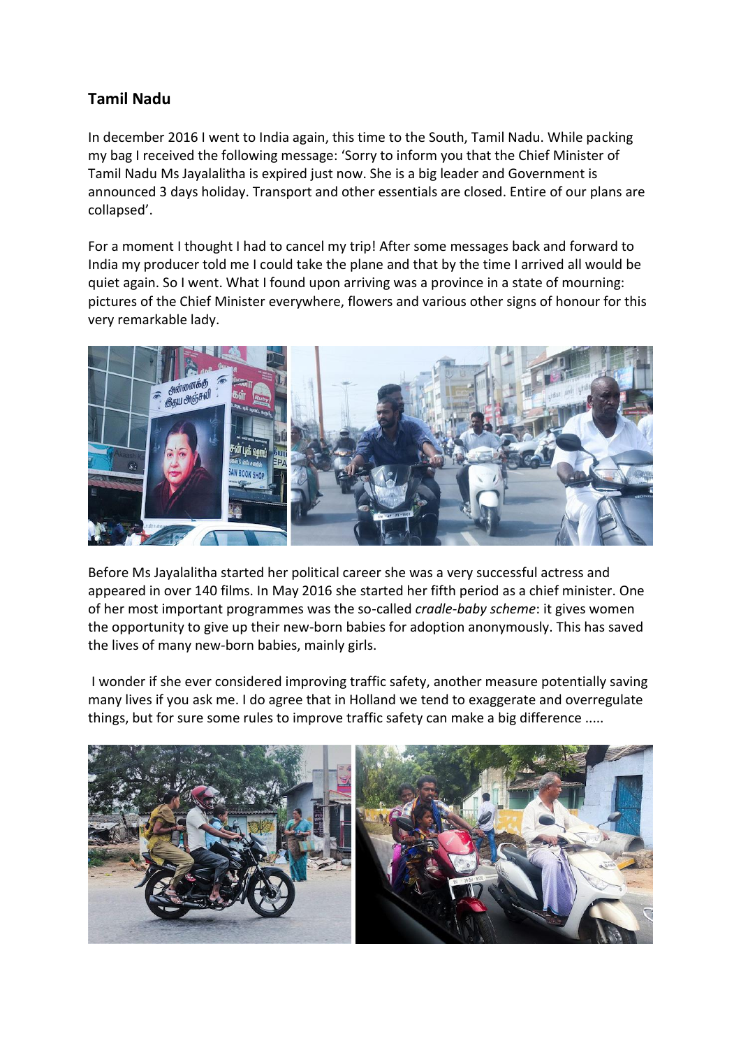## Tamil Nadu

In december 2016 I went to India again, this time to the South, Tamil Nadu. While packing my bag I received the following message: 'Sorry to inform you that the Chief Minister of Tamil Nadu Ms Jayalalitha is expired just now. She is a big leader and Government is announced 3 days holiday. Transport and other essentials are closed. Entire of our plans are collapsed'.

For a moment I thought I had to cancel my trip! After some messages back and forward to India my producer told me I could take the plane and that by the time I arrived all would be quiet again. So I went. What I found upon arriving was a province in a state of mourning: pictures of the Chief Minister everywhere, flowers and various other signs of honour for this very remarkable lady.

Before Ms Jayalalitha started her political career she was a very successful actress and appeared in over 140 films. In May 2016 she started her fifth period as a chief minister. One of her most important programmes was the so-called *cradle-baby scheme*: it gives women the opportunity to give up their new-born babies for adoption anonymously. This has saved the lives of many new-born babies, mainly girls.

I wonder if she ever considered improving traffic safety, another measure potentially saving many lives if you ask me. I do agree that in Holland we tend to exaggerate and overregulate things, but for sure some rules to improve traffic safety can make a big difference .....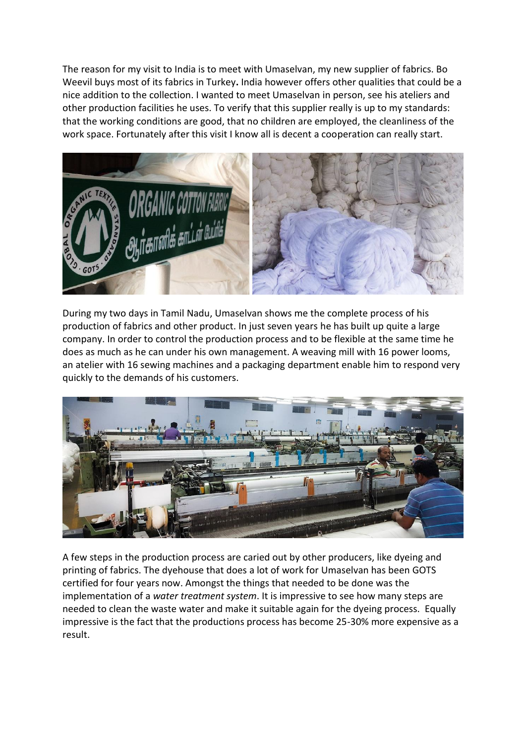The reason for my visit to India is to meet with Umaselvan, my new supplier of fabrics. Bo Weevil buys most of its fabrics in Turkey**.** India however offers other qualities that could be a nice addition to the collection. I wanted to meet Umaselvan in person, see his ateliers and other production facilities he uses. To verify that this supplier really is up to my standards: that the working conditions are good, that no children are employed, the cleanliness of the work space. Fortunately after this visit I know all is decent a cooperation can really start.

During my two days in Tamil Nadu, Umaselvan shows me the complete process of his production of fabrics and other product. In just seven years he has built up quite a large company. In order to control the production process and to be flexible at the same time he does as much as he can under his own management. A weaving mill with 16 power looms, an atelier with 16 sewing machines and a packaging department enable him to respond very quickly to the demands of his customers.

A few steps in the production process are caried out by other producers, like dyeing and printing of fabrics. The dyehouse that does a lot of work for Umaselvan has been GOTS certified for four years now. Amongst the things that needed to be done was the implementation of a *water treatment system*. It is impressive to see how many steps are needed to clean the waste water and make it suitable again for the dyeing process. Equally impressive is the fact that the productions process has become 25-30% more expensive as a result.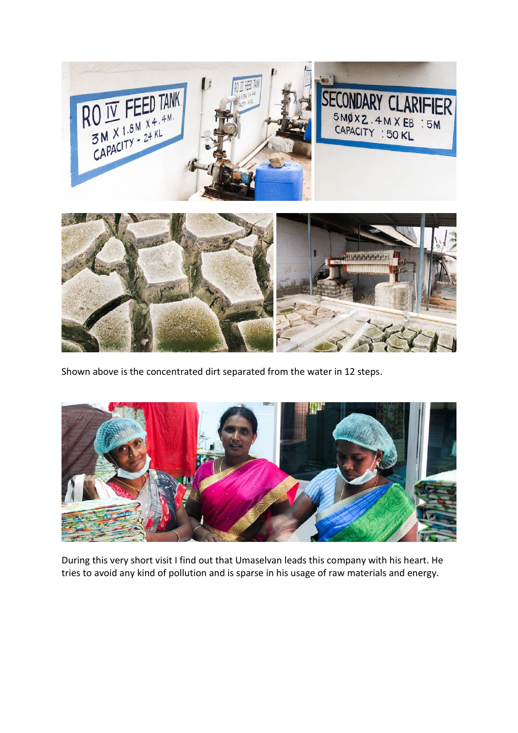Shown above is the concentrated dirt separated from the water in 12 steps.

During this very short visit I find out that Umaselvan leads this company with his heart. He tries to avoid any kind of pollution and is sparse in his usage of raw materials and energy.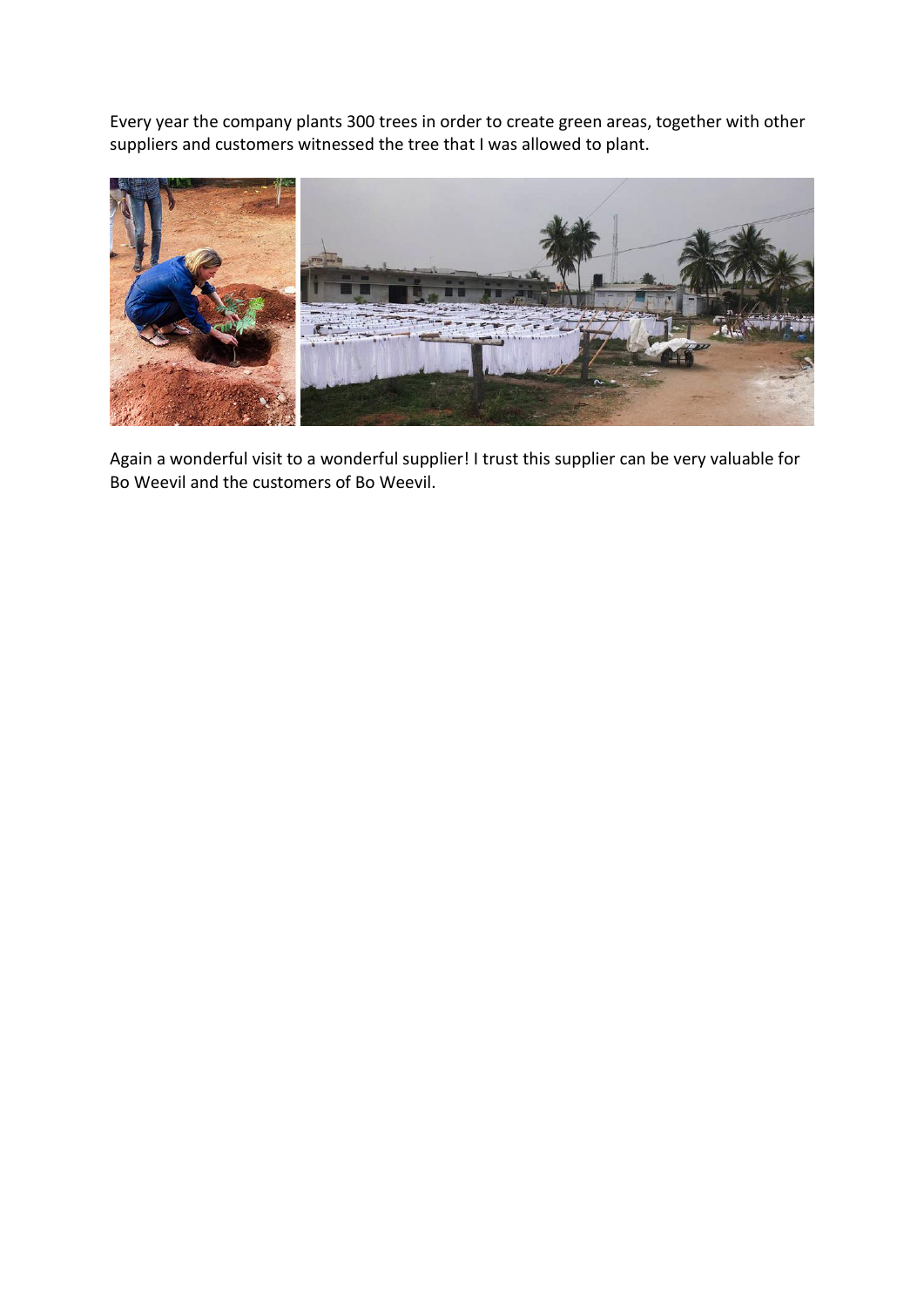Every year the company plants 300 trees in order to create green areas, together with other suppliers and customers witnessed the tree that I was allowed to plant.

Again a wonderful visit to a wonderful supplier! I trust this supplier can be very valuable for Bo Weevil and the customers of Bo Weevil.